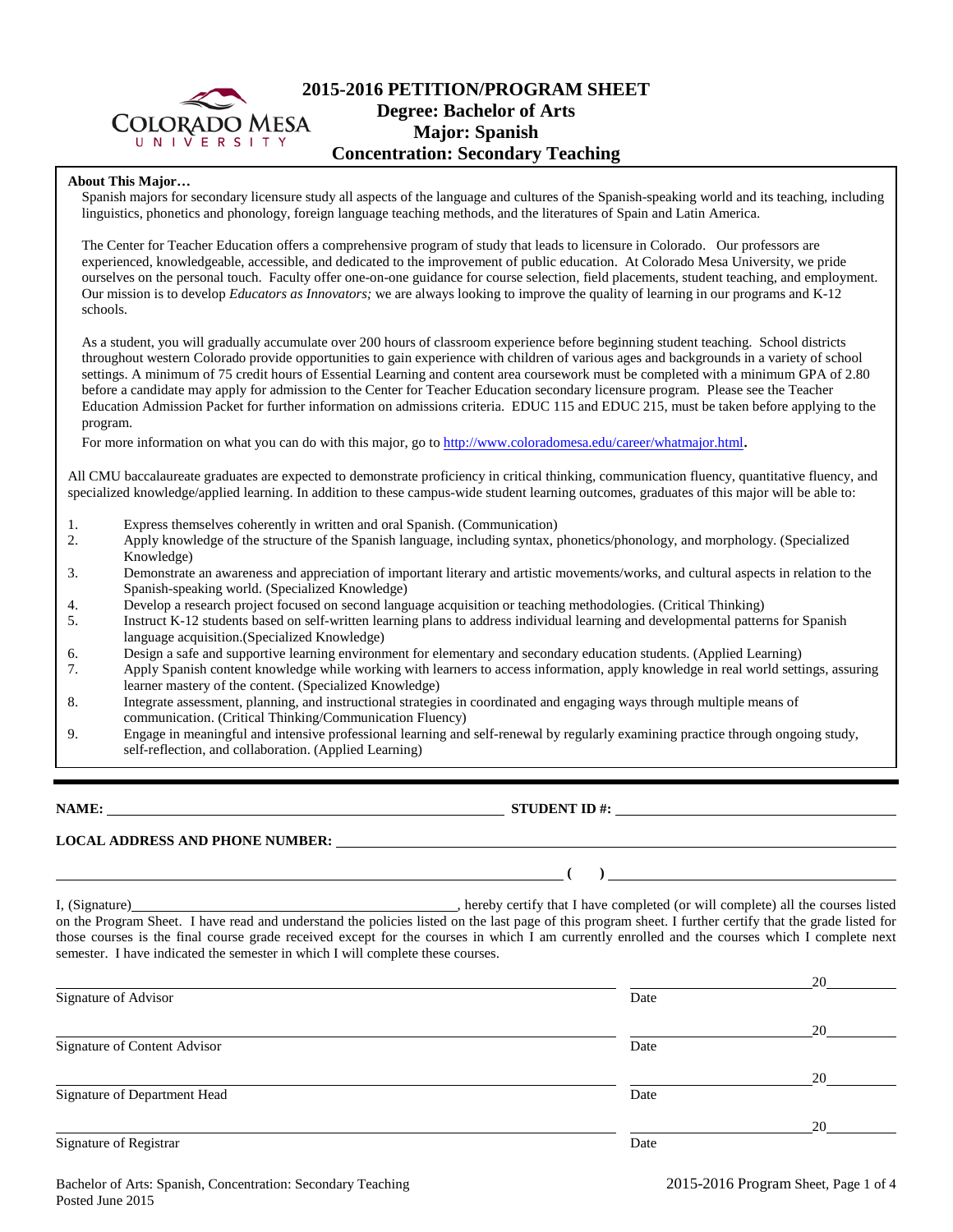# 2015-2016 PETITION/PROGRAM SHEET
## Degree: Bachelor of Arts
## Major: Spanish
## Concentration: Secondary Teaching

**About This Major…**

Spanish majors for secondary licensure study all aspects of the language and cultures of the Spanish-speaking world and its teaching, including linguistics, phonetics and phonology, foreign language teaching methods, and the literatures of Spain and Latin America.

The Center for Teacher Education offers a comprehensive program of study that leads to licensure in Colorado. Our professors are experienced, knowledgeable, accessible, and dedicated to the improvement of public education. At Colorado Mesa University, we pride ourselves on the personal touch. Faculty offer one-on-one guidance for course selection, field placements, student teaching, and employment. Our mission is to develop *Educators as Innovators;* we are always looking to improve the quality of learning in our programs and K-12 schools.

As a student, you will gradually accumulate over 200 hours of classroom experience before beginning student teaching. School districts throughout western Colorado provide opportunities to gain experience with children of various ages and backgrounds in a variety of school settings. A minimum of 75 credit hours of Essential Learning and content area coursework must be completed with a minimum GPA of 2.80 before a candidate may apply for admission to the Center for Teacher Education secondary licensure program. Please see the Teacher Education Admission Packet for further information on admissions criteria. EDUC 115 and EDUC 215, must be taken before applying to the program.

For more information on what you can do with this major, go to http://www.coloradomesa.edu/career/whatmajor.html.

All CMU baccalaureate graduates are expected to demonstrate proficiency in critical thinking, communication fluency, quantitative fluency, and specialized knowledge/applied learning. In addition to these campus-wide student learning outcomes, graduates of this major will be able to:

1. Express themselves coherently in written and oral Spanish. (Communication)
2. Apply knowledge of the structure of the Spanish language, including syntax, phonetics/phonology, and morphology. (Specialized Knowledge)
3. Demonstrate an awareness and appreciation of important literary and artistic movements/works, and cultural aspects in relation to the Spanish-speaking world. (Specialized Knowledge)
4. Develop a research project focused on second language acquisition or teaching methodologies. (Critical Thinking)
5. Instruct K-12 students based on self-written learning plans to address individual learning and developmental patterns for Spanish language acquisition.(Specialized Knowledge)
6. Design a safe and supportive learning environment for elementary and secondary education students. (Applied Learning)
7. Apply Spanish content knowledge while working with learners to access information, apply knowledge in real world settings, assuring learner mastery of the content. (Specialized Knowledge)
8. Integrate assessment, planning, and instructional strategies in coordinated and engaging ways through multiple means of communication. (Critical Thinking/Communication Fluency)
9. Engage in meaningful and intensive professional learning and self-renewal by regularly examining practice through ongoing study, self-reflection, and collaboration. (Applied Learning)

---

**NAME:** ______________________ **STUDENT ID #:** ______________________

**LOCAL ADDRESS AND PHONE NUMBER:** ______________________

______________________ **(    )** ______________________

I, (Signature)______________________, hereby certify that I have completed (or will complete) all the courses listed on the Program Sheet. I have read and understand the policies listed on the last page of this program sheet. I further certify that the grade listed for those courses is the final course grade received except for the courses in which I am currently enrolled and the courses which I complete next semester. I have indicated the semester in which I will complete these courses.

______________________ ______________ 20______
Signature of Advisor Date

______________________ ______________ 20______
Signature of Content Advisor Date

______________________ ______________ 20______
Signature of Department Head Date

______________________ ______________ 20______
Signature of Registrar Date

Bachelor of Arts: Spanish, Concentration: Secondary Teaching
Posted June 2015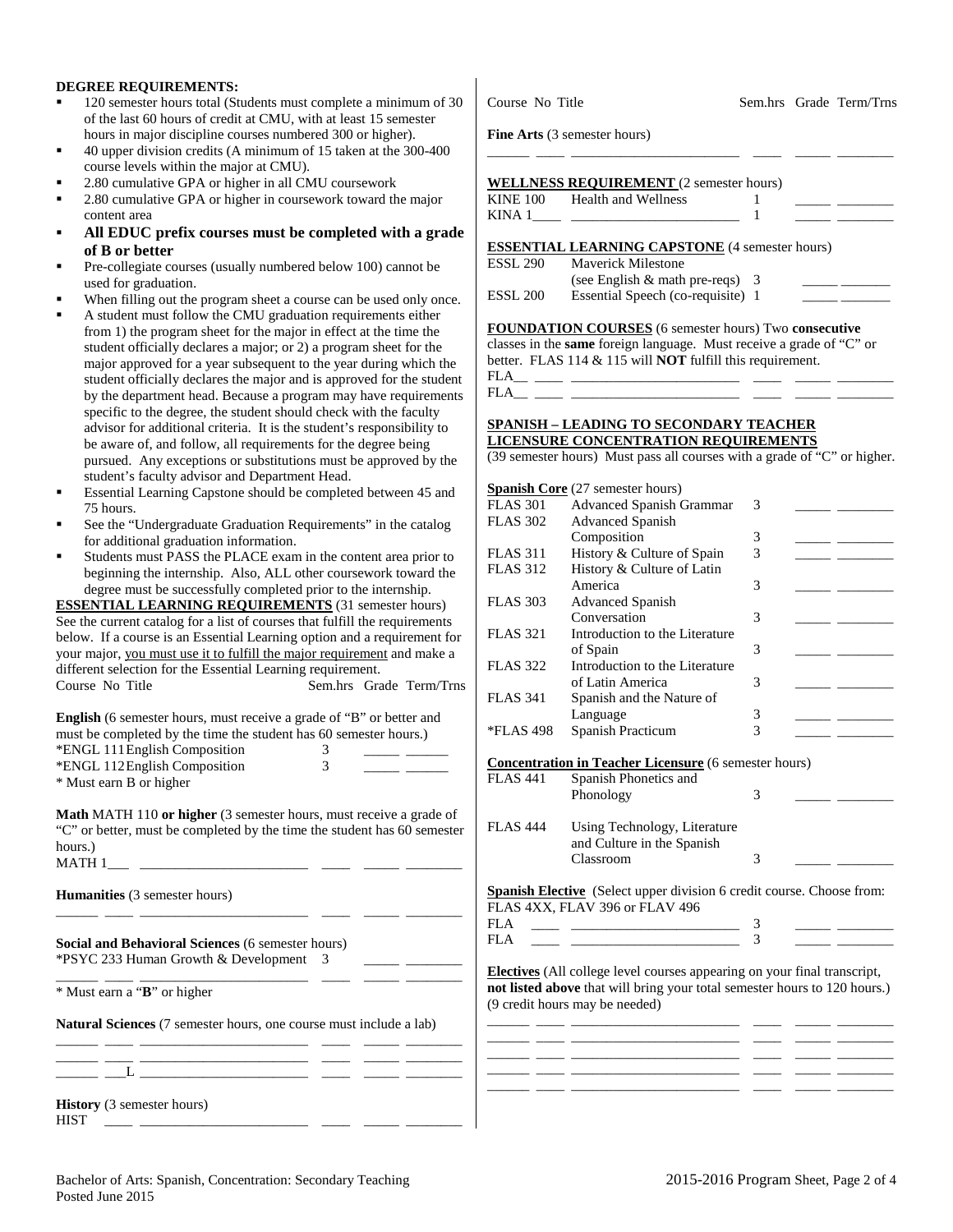**DEGREE REQUIREMENTS:**

- 120 semester hours total (Students must complete a minimum of 30 of the last 60 hours of credit at CMU, with at least 15 semester hours in major discipline courses numbered 300 or higher).
- 40 upper division credits (A minimum of 15 taken at the 300-400 course levels within the major at CMU).
- 2.80 cumulative GPA or higher in all CMU coursework
- 2.80 cumulative GPA or higher in coursework toward the major content area
- **All EDUC prefix courses must be completed with a grade of B or better**
- Pre-collegiate courses (usually numbered below 100) cannot be used for graduation.
- When filling out the program sheet a course can be used only once.
- A student must follow the CMU graduation requirements either from 1) the program sheet for the major in effect at the time the student officially declares a major; or 2) a program sheet for the major approved for a year subsequent to the year during which the student officially declares the major and is approved for the student by the department head. Because a program may have requirements specific to the degree, the student should check with the faculty advisor for additional criteria. It is the student's responsibility to be aware of, and follow, all requirements for the degree being pursued. Any exceptions or substitutions must be approved by the student's faculty advisor and Department Head.
- Essential Learning Capstone should be completed between 45 and 75 hours.
- See the "Undergraduate Graduation Requirements" in the catalog for additional graduation information.
- Students must PASS the PLACE exam in the content area prior to beginning the internship. Also, ALL other coursework toward the degree must be successfully completed prior to the internship.

**ESSENTIAL LEARNING REQUIREMENTS** (31 semester hours)
See the current catalog for a list of courses that fulfill the requirements below. If a course is an Essential Learning option and a requirement for your major, you must use it to fulfill the major requirement and make a different selection for the Essential Learning requirement.

| Course No | Title | Sem.hrs | Grade | Term/Trns |
|---|---|---|---|---|
| **English** (6 semester hours, must receive a grade of "B" or better and must be completed by the time the student has 60 semester hours.) | | | | |
| *ENGL 111 | English Composition | 3 | _____ | ______ |
| *ENGL 112 | English Composition | 3 | _____ | ______ |
| * Must earn B or higher | | | | |
| **Math** MATH 110 **or higher** (3 semester hours, must receive a grade of "C" or better, must be completed by the time the student has 60 semester hours.) | | | | |
| MATH 1___ | ________________ | ____ | _____ | ________ |
| **Humanities** (3 semester hours) | | | | |
| ______ ____ | ________________ | ____ | _____ | ________ |
| **Social and Behavioral Sciences** (6 semester hours) | | | | |
| *PSYC 233 | Human Growth & Development | 3 | _____ | ________ |
| ______ ____ | ________________ | ____ | _____ | ________ |
| * Must earn a "**B**" or higher | | | | |
| **Natural Sciences** (7 semester hours, one course must include a lab) | | | | |
| ______ ____ | ________________ | ____ | _____ | ________ |
| ______ ____ | ________________ | ____ | _____ | ________ |
| ______ ___L | ________________ | ____ | _____ | ________ |
| **History** (3 semester hours) | | | | |
| HIST ____ | ________________ | ____ | _____ | ________ |
| **Fine Arts** (3 semester hours) | | | | |
| ______ ____ | ________________ | ____ | _____ | ________ |

**WELLNESS REQUIREMENT** (2 semester hours)

| Course No | Title | Sem.hrs | Grade | Term/Trns |
|---|---|---|---|---|
| KINE 100 | Health and Wellness | 1 | _____ | ________ |
| KINA 1____ | ________________ | 1 | _____ | ________ |

**ESSENTIAL LEARNING CAPSTONE** (4 semester hours)

| Course No | Title | Sem.hrs | Grade | Term/Trns |
|---|---|---|---|---|
| ESSL 290 | Maverick Milestone (see English & math pre-reqs) | 3 | _____ | _______ |
| ESSL 200 | Essential Speech (co-requisite) | 1 | _____ | _______ |

**FOUNDATION COURSES** (6 semester hours) Two **consecutive** classes in the **same** foreign language. Must receive a grade of "C" or better. FLAS 114 & 115 will **NOT** fulfill this requirement.

| Course No | Title | Sem.hrs | Grade | Term/Trns |
|---|---|---|---|---|
| FLA__ ____ | ________________ | ____ | _____ | ________ |
| FLA__ ____ | ________________ | ____ | _____ | ________ |

**SPANISH – LEADING TO SECONDARY TEACHER LICENSURE CONCENTRATION REQUIREMENTS**
(39 semester hours) Must pass all courses with a grade of "C" or higher.

**Spanish Core** (27 semester hours)

| Course No | Title | Sem.hrs | Grade | Term/Trns |
|---|---|---|---|---|
| FLAS 301 | Advanced Spanish Grammar | 3 | _____ | ________ |
| FLAS 302 | Advanced Spanish Composition | 3 | _____ | ________ |
| FLAS 311 | History & Culture of Spain | 3 | _____ | ________ |
| FLAS 312 | History & Culture of Latin America | 3 | _____ | ________ |
| FLAS 303 | Advanced Spanish Conversation | 3 | _____ | ________ |
| FLAS 321 | Introduction to the Literature of Spain | 3 | _____ | ________ |
| FLAS 322 | Introduction to the Literature of Latin America | 3 | _____ | ________ |
| FLAS 341 | Spanish and the Nature of Language | 3 | _____ | ________ |
| *FLAS 498 | Spanish Practicum | 3 | _____ | ________ |

**Concentration in Teacher Licensure** (6 semester hours)

| Course No | Title | Sem.hrs | Grade | Term/Trns |
|---|---|---|---|---|
| FLAS 441 | Spanish Phonetics and Phonology | 3 | _____ | ________ |
| FLAS 444 | Using Technology, Literature and Culture in the Spanish Classroom | 3 | _____ | ________ |

**Spanish Elective** (Select upper division 6 credit course. Choose from: FLAS 4XX, FLAV 396 or FLAV 496

| Course No | Title | Sem.hrs | Grade | Term/Trns |
|---|---|---|---|---|
| FLA ____ | ________________ | 3 | _____ | ________ |
| FLA ____ | ________________ | 3 | _____ | ________ |

**Electives** (All college level courses appearing on your final transcript, **not listed above** that will bring your total semester hours to 120 hours.) (9 credit hours may be needed)

| Course No | Title | Sem.hrs | Grade | Term/Trns |
|---|---|---|---|---|
| ______ ____ | ________________ | ____ | _____ | ________ |
| ______ ____ | ________________ | ____ | _____ | ________ |
| ______ ____ | ________________ | ____ | _____ | ________ |
| ______ ____ | ________________ | ____ | _____ | ________ |
| ______ ____ | ________________ | ____ | _____ | ________ |

Bachelor of Arts: Spanish, Concentration: Secondary Teaching
Posted June 2015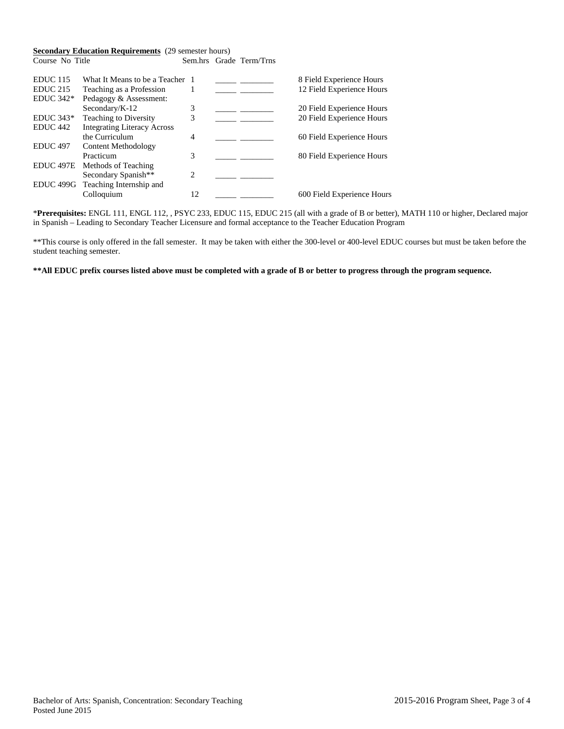**Secondary Education Requirements** (29 semester hours)

| Course No | Title | Sem.hrs | Grade | Term/Trns | |
|---|---|---|---|---|---|
| EDUC 115 | What It Means to be a Teacher | 1 | _____ | ________ | 8 Field Experience Hours |
| EDUC 215 | Teaching as a Profession | 1 | _____ | ________ | 12 Field Experience Hours |
| EDUC 342* | Pedagogy & Assessment: Secondary/K-12 | 3 | _____ | ________ | 20 Field Experience Hours |
| EDUC 343* | Teaching to Diversity | 3 | _____ | ________ | 20 Field Experience Hours |
| EDUC 442 | Integrating Literacy Across the Curriculum | 4 | _____ | ________ | 60 Field Experience Hours |
| EDUC 497 | Content Methodology Practicum | 3 | _____ | ________ | 80 Field Experience Hours |
| EDUC 497E | Methods of Teaching Secondary Spanish** | 2 | _____ | ________ | |
| EDUC 499G | Teaching Internship and Colloquium | 12 | _____ | ________ | 600 Field Experience Hours |

***Prerequisites:** ENGL 111, ENGL 112, , PSYC 233, EDUC 115, EDUC 215 (all with a grade of B or better), MATH 110 or higher, Declared major in Spanish – Leading to Secondary Teacher Licensure and formal acceptance to the Teacher Education Program

**This course is only offered in the fall semester. It may be taken with either the 300-level or 400-level EDUC courses but must be taken before the student teaching semester.

****All EDUC prefix courses listed above must be completed with a grade of B or better to progress through the program sequence.**

Bachelor of Arts: Spanish, Concentration: Secondary Teaching
Posted June 2015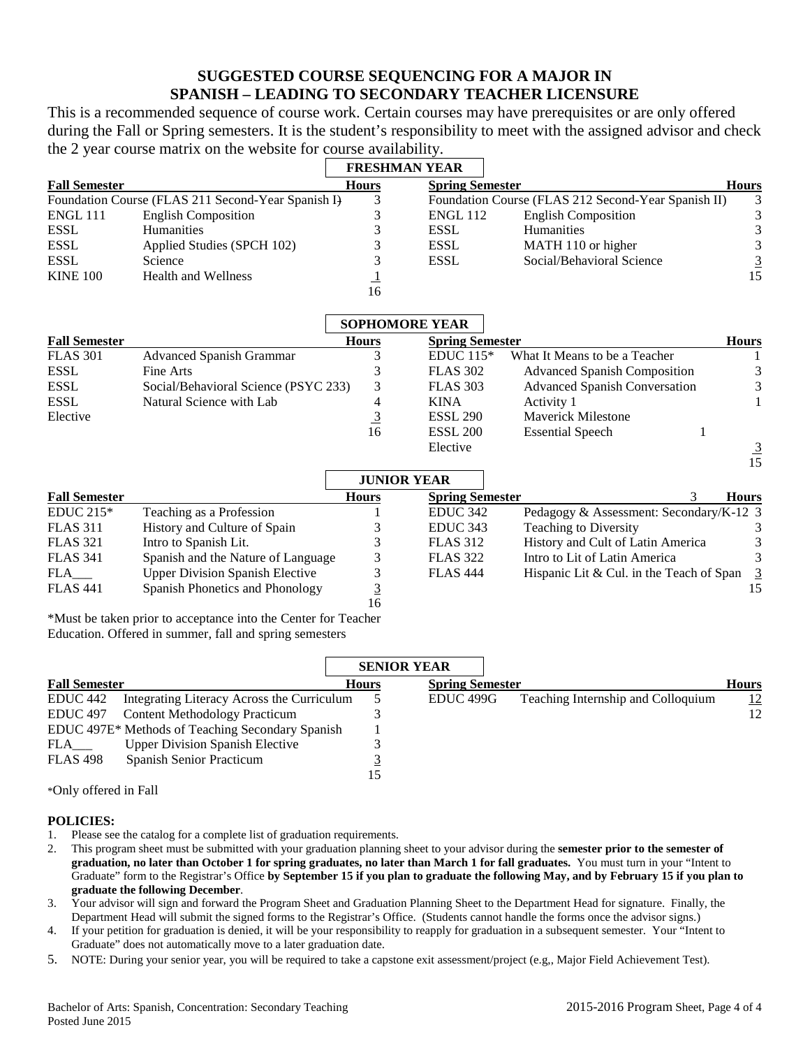# SUGGESTED COURSE SEQUENCING FOR A MAJOR IN SPANISH – LEADING TO SECONDARY TEACHER LICENSURE

This is a recommended sequence of course work. Certain courses may have prerequisites or are only offered during the Fall or Spring semesters. It is the student's responsibility to meet with the assigned advisor and check the 2 year course matrix on the website for course availability.

## FRESHMAN YEAR

| Fall Semester | | Hours | Spring Semester | | Hours |
|---|---|---|---|---|---|
| Foundation Course (FLAS 211 Second-Year Spanish I) | | 3 | Foundation Course (FLAS 212 Second-Year Spanish II) | | 3 |
| ENGL 111 | English Composition | 3 | ENGL 112 | English Composition | 3 |
| ESSL | Humanities | 3 | ESSL | Humanities | 3 |
| ESSL | Applied Studies (SPCH 102) | 3 | ESSL | MATH 110 or higher | 3 |
| ESSL | Science | 3 | ESSL | Social/Behavioral Science | 3 |
| KINE 100 | Health and Wellness | 1 | | | 15 |
| | | 16 | | | |

## SOPHOMORE YEAR

| Fall Semester | | Hours | Spring Semester | | Hours |
|---|---|---|---|---|---|
| FLAS 301 | Advanced Spanish Grammar | 3 | EDUC 115* | What It Means to be a Teacher | 1 |
| ESSL | Fine Arts | 3 | FLAS 302 | Advanced Spanish Composition | 3 |
| ESSL | Social/Behavioral Science (PSYC 233) | 3 | FLAS 303 | Advanced Spanish Conversation | 3 |
| ESSL | Natural Science with Lab | 4 | KINA | Activity 1 | 1 |
| Elective | | 3 | ESSL 290 | Maverick Milestone | |
| | | 16 | ESSL 200 | Essential Speech 1 | |
| | | | Elective | | 3 |
| | | | | | 15 |

## JUNIOR YEAR

| Fall Semester | | Hours | Spring Semester | 3 | Hours |
|---|---|---|---|---|---|
| EDUC 215* | Teaching as a Profession | 1 | EDUC 342 | Pedagogy & Assessment: Secondary/K-12 | 3 |
| FLAS 311 | History and Culture of Spain | 3 | EDUC 343 | Teaching to Diversity | 3 |
| FLAS 321 | Intro to Spanish Lit. | 3 | FLAS 312 | History and Cult of Latin America | 3 |
| FLAS 341 | Spanish and the Nature of Language | 3 | FLAS 322 | Intro to Lit of Latin America | 3 |
| FLA___ | Upper Division Spanish Elective | 3 | FLAS 444 | Hispanic Lit & Cul. in the Teach of Span | 3 |
| FLAS 441 | Spanish Phonetics and Phonology | 3 | | | 15 |
| | | 16 | | | |

*Must be taken prior to acceptance into the Center for Teacher Education. Offered in summer, fall and spring semesters

## SENIOR YEAR

| Fall Semester | | Hours | Spring Semester | | Hours |
|---|---|---|---|---|---|
| EDUC 442 | Integrating Literacy Across the Curriculum | 5 | EDUC 499G | Teaching Internship and Colloquium | 12 |
| EDUC 497 | Content Methodology Practicum | 3 | | | 12 |
| EDUC 497E* | Methods of Teaching Secondary Spanish | 1 | | | |
| FLA___ | Upper Division Spanish Elective | 3 | | | |
| FLAS 498 | Spanish Senior Practicum | 3 | | | |
| | | 15 | | | |

*Only offered in Fall

**POLICIES:**

1. Please see the catalog for a complete list of graduation requirements.
2. This program sheet must be submitted with your graduation planning sheet to your advisor during the **semester prior to the semester of graduation, no later than October 1 for spring graduates, no later than March 1 for fall graduates.** You must turn in your "Intent to Graduate" form to the Registrar's Office **by September 15 if you plan to graduate the following May, and by February 15 if you plan to graduate the following December**.
3. Your advisor will sign and forward the Program Sheet and Graduation Planning Sheet to the Department Head for signature. Finally, the Department Head will submit the signed forms to the Registrar's Office. (Students cannot handle the forms once the advisor signs.)
4. If your petition for graduation is denied, it will be your responsibility to reapply for graduation in a subsequent semester. Your "Intent to Graduate" does not automatically move to a later graduation date.
5. NOTE: During your senior year, you will be required to take a capstone exit assessment/project (e.g,, Major Field Achievement Test).

Bachelor of Arts: Spanish, Concentration: Secondary Teaching
Posted June 2015